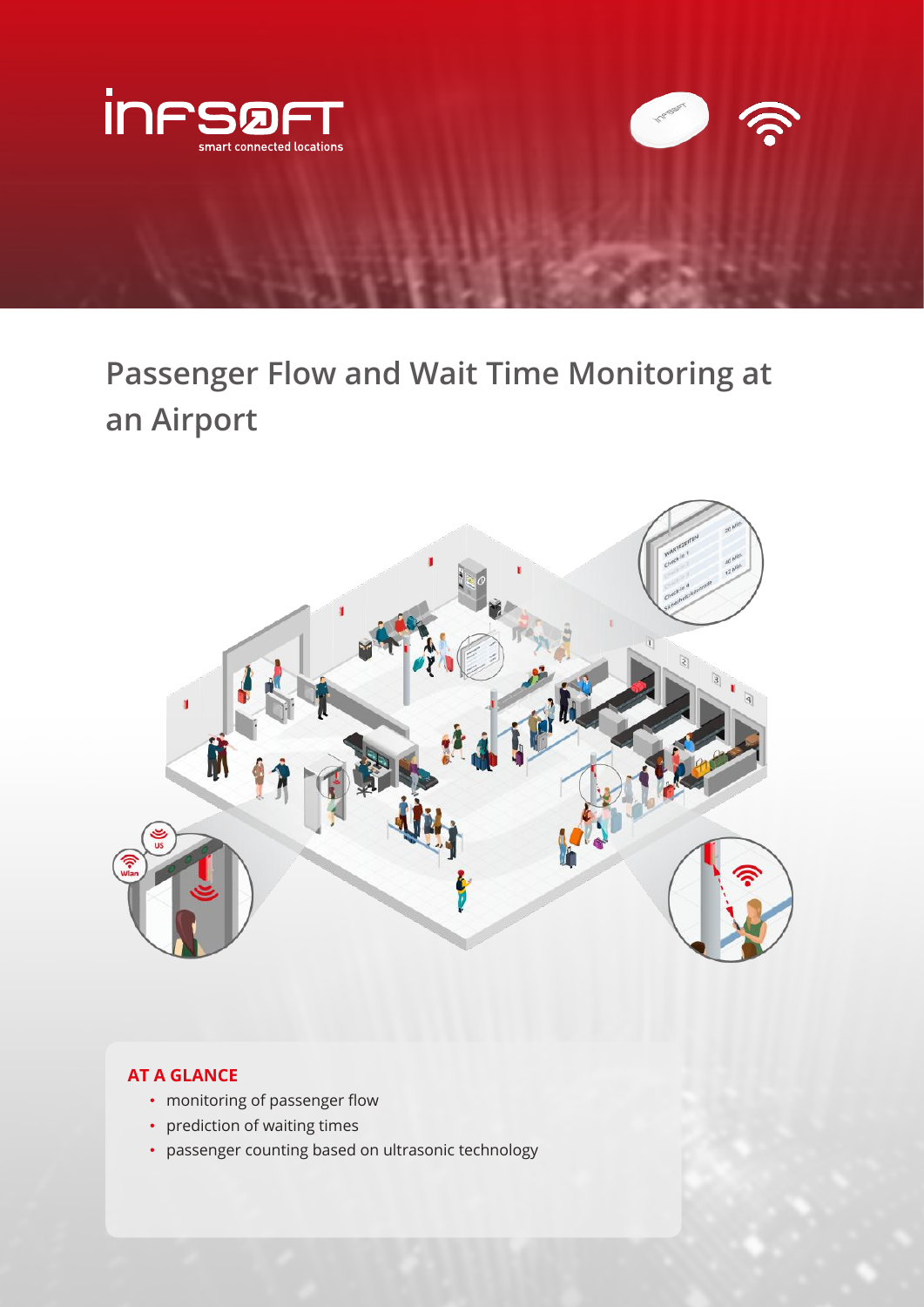# Passenger Flow and Wait Time Monitoring at an Airport

**AT A GLANCE**

- monitoring of passenger flow
- prediction of waiting times
- passenger counting based on ultrasonic technology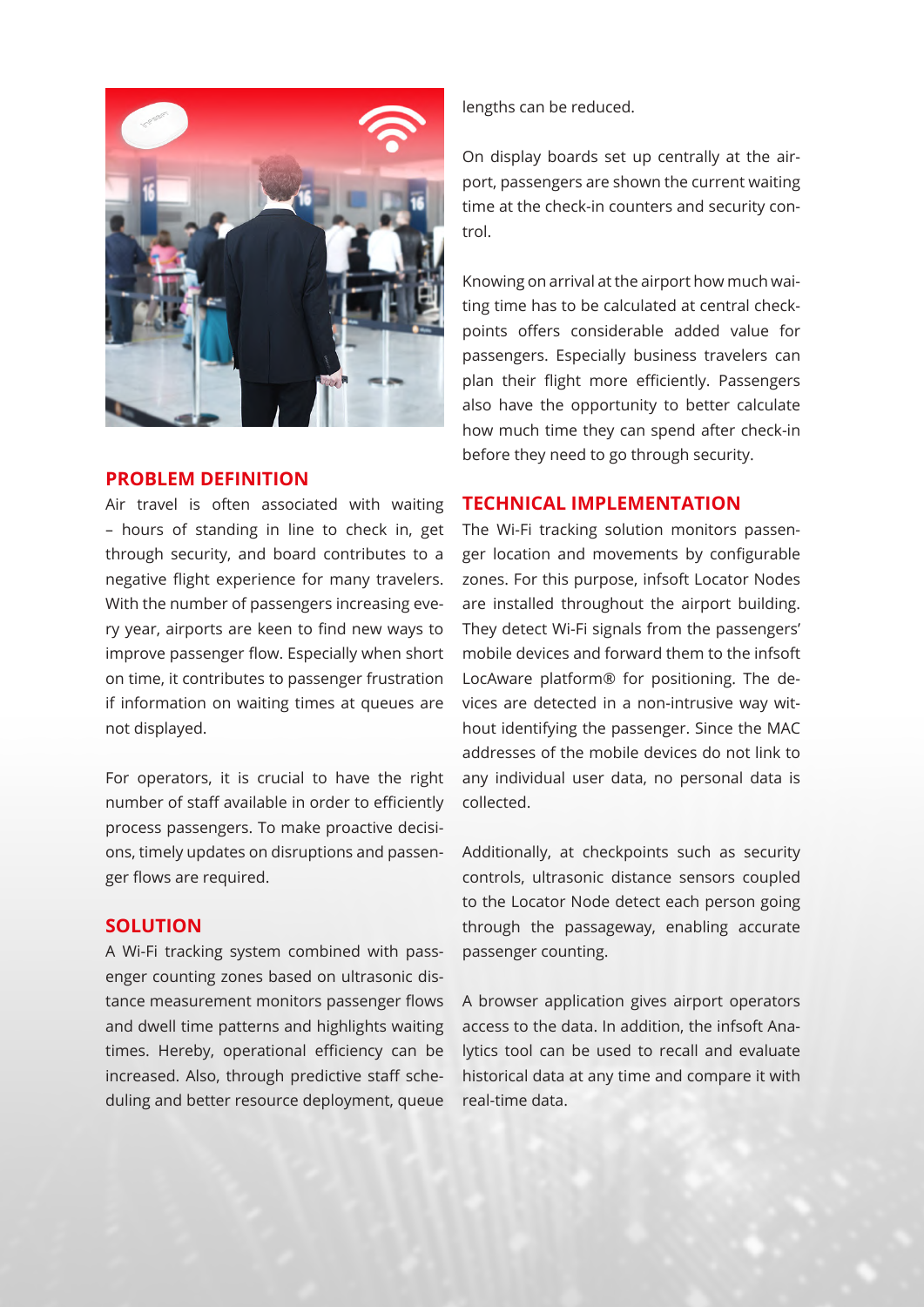## PROBLEM DEFINITION

Air travel is often associated with waiting – hours of standing in line to check in, get through security, and board contributes to a negative flight experience for many travelers. With the number of passengers increasing every year, airports are keen to find new ways to improve passenger flow. Especially when short on time, it contributes to passenger frustration if information on waiting times at queues are not displayed.

For operators, it is crucial to have the right number of staff available in order to efficiently process passengers. To make proactive decisions, timely updates on disruptions and passenger flows are required.

## SOLUTION

A Wi-Fi tracking system combined with passenger counting zones based on ultrasonic distance measurement monitors passenger flows and dwell time patterns and highlights waiting times. Hereby, operational efficiency can be increased. Also, through predictive staff scheduling and better resource deployment, queue lengths can be reduced.

On display boards set up centrally at the airport, passengers are shown the current waiting time at the check-in counters and security control.

Knowing on arrival at the airport how much waiting time has to be calculated at central checkpoints offers considerable added value for passengers. Especially business travelers can plan their flight more efficiently. Passengers also have the opportunity to better calculate how much time they can spend after check-in before they need to go through security.

## TECHNICAL IMPLEMENTATION

The Wi-Fi tracking solution monitors passenger location and movements by configurable zones. For this purpose, infsoft Locator Nodes are installed throughout the airport building. They detect Wi-Fi signals from the passengers' mobile devices and forward them to the infsoft LocAware platform® for positioning. The devices are detected in a non-intrusive way without identifying the passenger. Since the MAC addresses of the mobile devices do not link to any individual user data, no personal data is collected.

Additionally, at checkpoints such as security controls, ultrasonic distance sensors coupled to the Locator Node detect each person going through the passageway, enabling accurate passenger counting.

A browser application gives airport operators access to the data. In addition, the infsoft Analytics tool can be used to recall and evaluate historical data at any time and compare it with real-time data.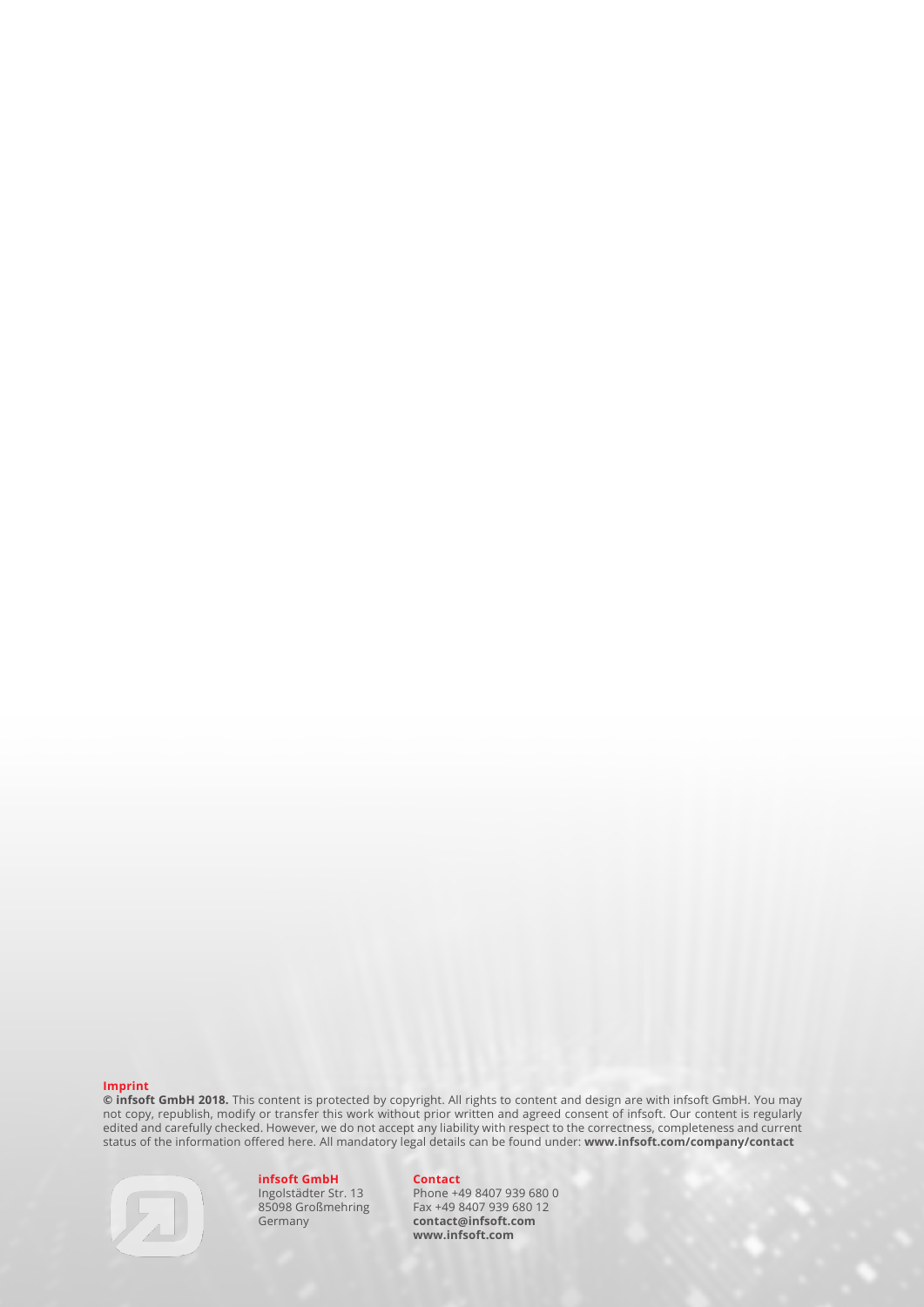**Imprint**

**© infsoft GmbH 2018.** This content is protected by copyright. All rights to content and design are with infsoft GmbH. You may not copy, republish, modify or transfer this work without prior written and agreed consent of infsoft. Our content is regularly edited and carefully checked. However, we do not accept any liability with respect to the correctness, completeness and current status of the information offered here. All mandatory legal details can be found under: **www.infsoft.com/company/contact**

**infsoft GmbH**
Ingolstädter Str. 13
85098 Großmehring
Germany

**Contact**
Phone +49 8407 939 680 0
Fax +49 8407 939 680 12
**contact@infsoft.com**
**www.infsoft.com**